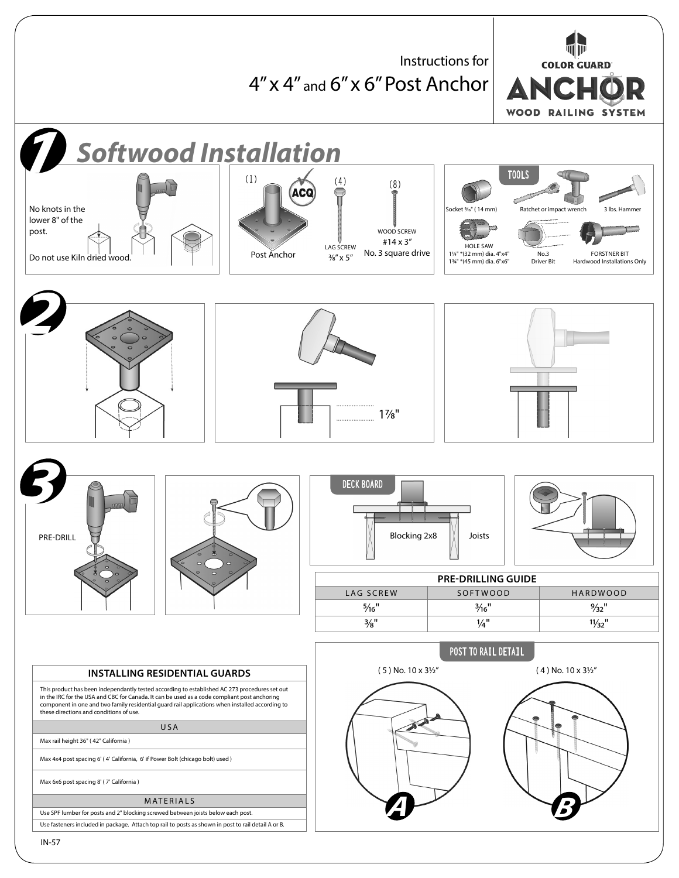Instructions for

# 4" x 4" and 6" x 6" Post Anchor

COLOR GUARD®

ANCHOR

WOOD RAILING SYSTEM

## 1 Softwood Installation

No knots in the lower 8" of the post.

Do not use Kiln dried wood.

(1) Post Anchor

ACQ

(4) LAG SCREW ⅜" x 5"

(8) WOOD SCREW #14 x 3" No. 3 square drive

**TOOLS**

- Socket ⁹⁄₁₆" (14 mm)
- Ratchet or impact wrench
- 3 lbs. Hammer
- HOLE SAW 1¼" *(32 mm) dia. 4"x4" 1¾" *(45 mm) dia. 6"x6"
- No.3 Driver Bit
- FORSTNER BIT Hardwood Installations Only

## 2

1⅞"

## 3

PRE-DRILL

DECK BOARD

Blocking 2x8

Joists

| PRE-DRILLING GUIDE | | |
|---|---|---|
| LAG SCREW | SOFTWOOD | HARDWOOD |
| ⁵⁄₁₆" | ³⁄₁₆" | ⁹⁄₃₂" |
| ⅜" | ¼" | ¹¹⁄₃₂" |

### INSTALLING RESIDENTIAL GUARDS

This product has been independantly tested according to established AC 273 procedures set out in the IRC for the USA and CBC for Canada. It can be used as a code compliant post anchoring component in one and two family residential guard rail applications when installed according to these directions and conditions of use.

**USA**

Max rail height 36" ( 42" California )

Max 4x4 post spacing 6' ( 4' California, 6' if Power Bolt (chicago bolt) used )

Max 6x6 post spacing 8' ( 7' California )

**MATERIALS**

Use SPF lumber for posts and 2" blocking screwed between joists below each post.

Use fasteners included in package. Attach top rail to posts as shown in post to rail detail A or B.

**POST TO RAIL DETAIL**

A: ( 5 ) No. 10 x 3½"

B: ( 4 ) No. 10 x 3½"

IN-57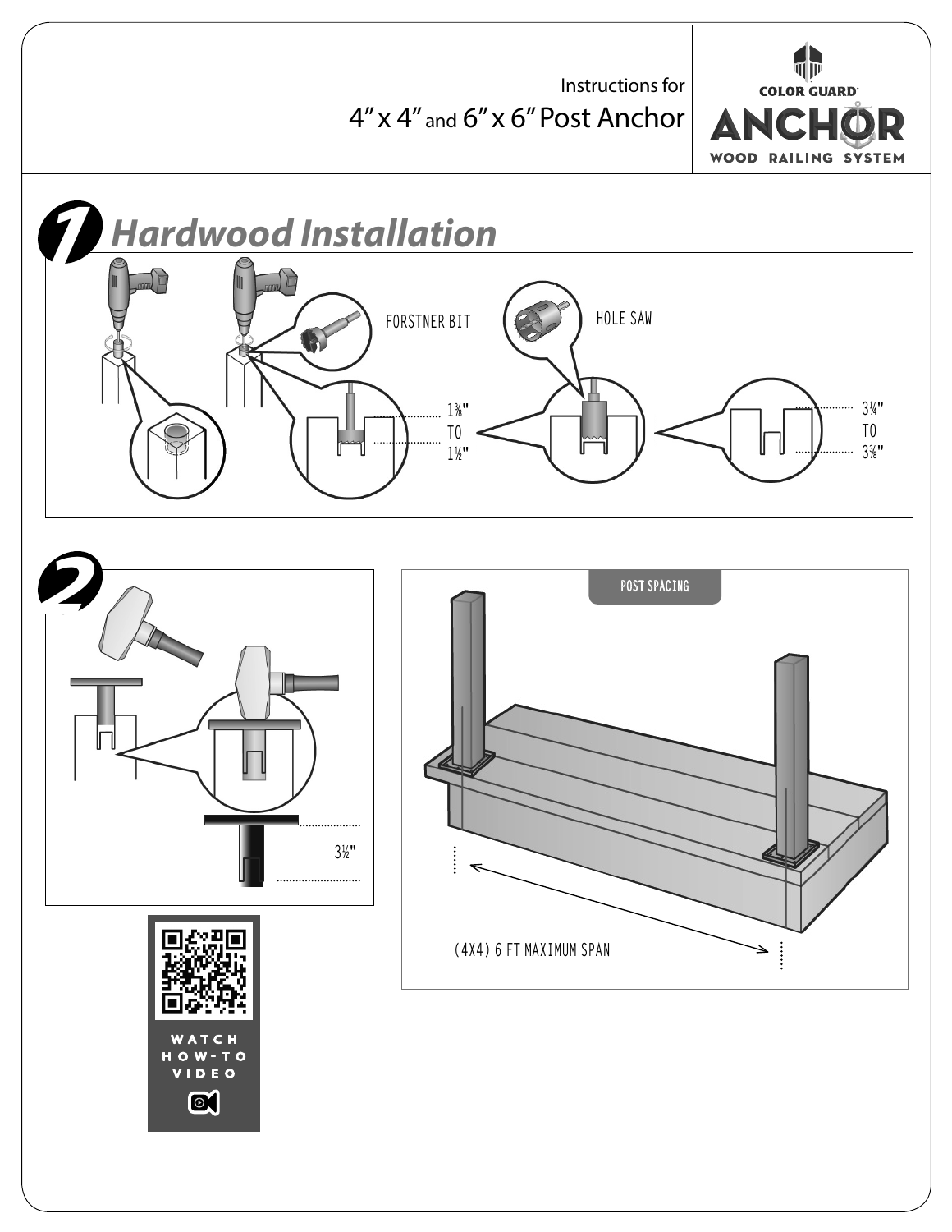Instructions for

4″ x 4″ and 6″ x 6″ Post Anchor

COLOR GUARD

ANCHOR

WOOD RAILING SYSTEM

# 1 Hardwood Installation

FORSTNER BIT

1⅜" TO 1½"

HOLE SAW

3¼" TO 3⅜"

# 2

3½"

POST SPACING

(4X4) 6 FT MAXIMUM SPAN

WATCH HOW-TO VIDEO